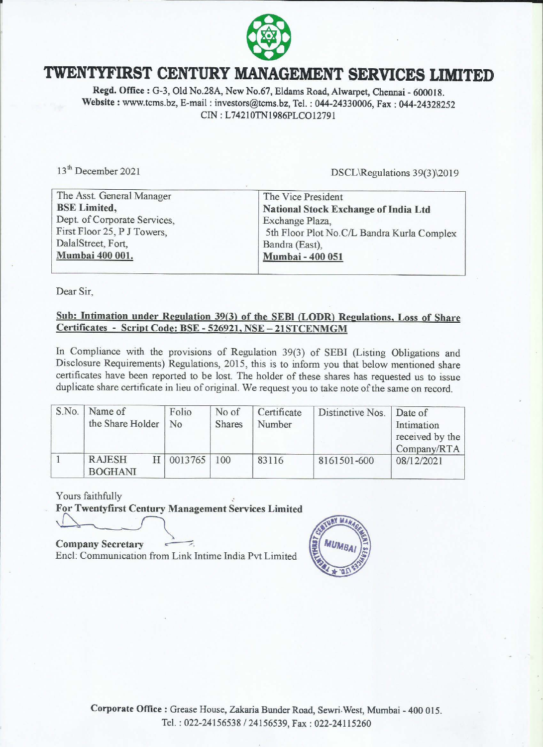# TWENTYFIRST CENTURY MANAGEMENT SERVICES LIMITED

**Regd. Office :** G-3, Old No.28A, New No.67, Eldams Road, Alwarpet, Chennai - 600018.
**Website :** www.tcms.bz, E-mail : investors@tcms.bz, Tel. : 044-24330006, Fax : 044-24328252
CIN : L74210TN1986PLCO12791

13th December 2021

DSCL\Regulations 39(3)\2019

| The Asst. General Manager<br>**BSE Limited,**<br>Dept. of Corporate Services,<br>First Floor 25, P J Towers,<br>DalalStreet, Fort,<br>**Mumbai 400 001.** | The Vice President<br>**National Stock Exchange of India Ltd**<br>Exchange Plaza,<br>5th Floor Plot No.C/L Bandra Kurla Complex<br>Bandra (East),<br>**Mumbai - 400 051** |
|---|---|

Dear Sir,

**Sub: Intimation under Regulation 39(3) of the SEBI (LODR) Regulations, Loss of Share Certificates - Script Code: BSE - 526921, NSE – 21STCENMGM**

In Compliance with the provisions of Regulation 39(3) of SEBI (Listing Obligations and Disclosure Requirements) Regulations, 2015, this is to inform you that below mentioned share certificates have been reported to be lost. The holder of these shares has requested us to issue duplicate share certificate in lieu of original. We request you to take note of the same on record.

| S.No. | Name of the Share Holder | Folio No | No of Shares | Certificate Number | Distinctive Nos. | Date of Intimation received by the Company/RTA |
|---|---|---|---|---|---|---|
| 1 | RAJESH H BOGHANI | 0013765 | 100 | 83116 | 8161501-600 | 08/12/2021 |

Yours faithfully
**For Twentyfirst Century Management Services Limited**

**Company Secretary**
Encl: Communication from Link Intime India Pvt Limited

**Corporate Office :** Grease House, Zakaria Bunder Road, Sewri-West, Mumbai - 400 015.
Tel. : 022-24156538 / 24156539, Fax : 022-24115260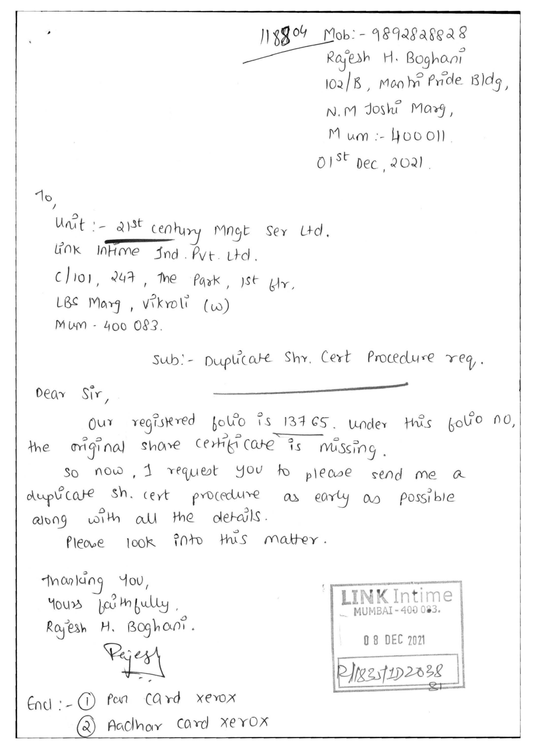118804 Mob:- 9892828828
Rajesh H. Boghani
102/B, Manhi Pride Bldg,
N.M Joshi Marg,
Mum :- 400011.
01st Dec, 2021.

To,
Unit :- 21st century Mngt Ser Ltd.
Link Intime Ind. Pvt. Ltd.
C/101, 247, The Park, 1st flr,
LBS Marg, Vikroli (w)
Mum - 400 083.

Sub:- Duplicate Shr. Cert Procedure req.

Dear Sir,

Our registered folio is 13765. Under this folio no, the original share certificate is missing.

So now, I request you to please send me a duplicate sh. cert procedure as early as possible along with all the details.

Please look into this matter.

Thanking You,
Yours faithfully,
Rajesh H. Boghani.

Rajesh

Encl :- (1) Pan card xerox
(2) Aadhar card xerox

LINK Intime
MUMBAI - 400 083.
08 DEC 2021
R/1833/1D2038
81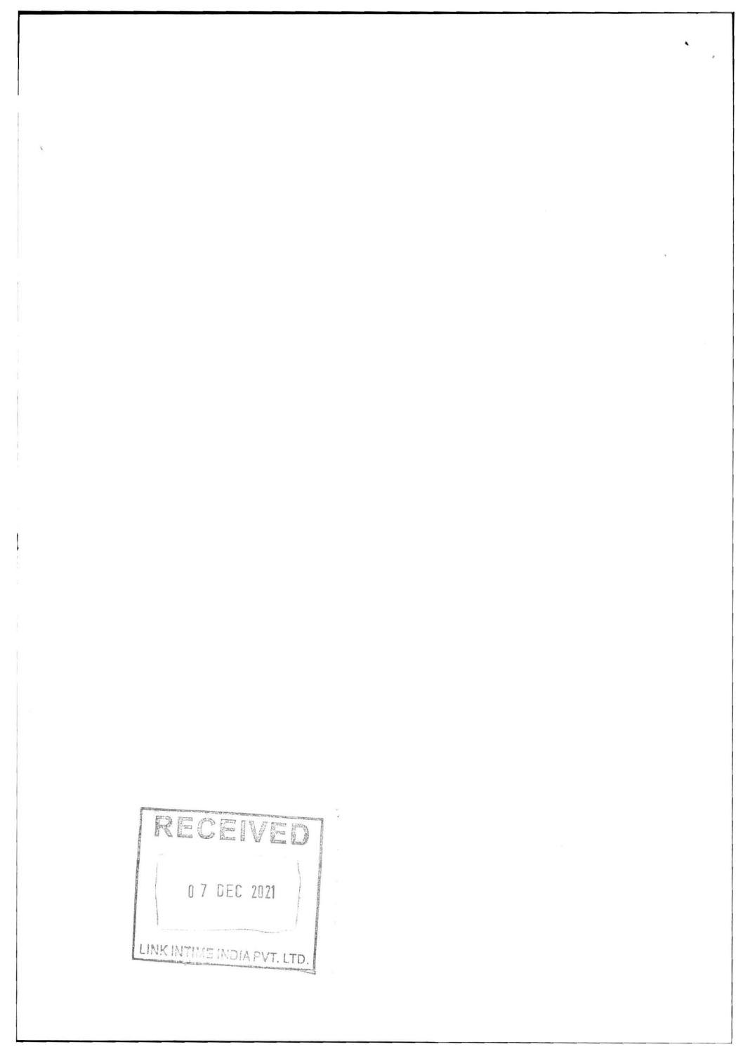RECEIVED

07 DEC 2021

LINK INTIME INDIA PVT. LTD.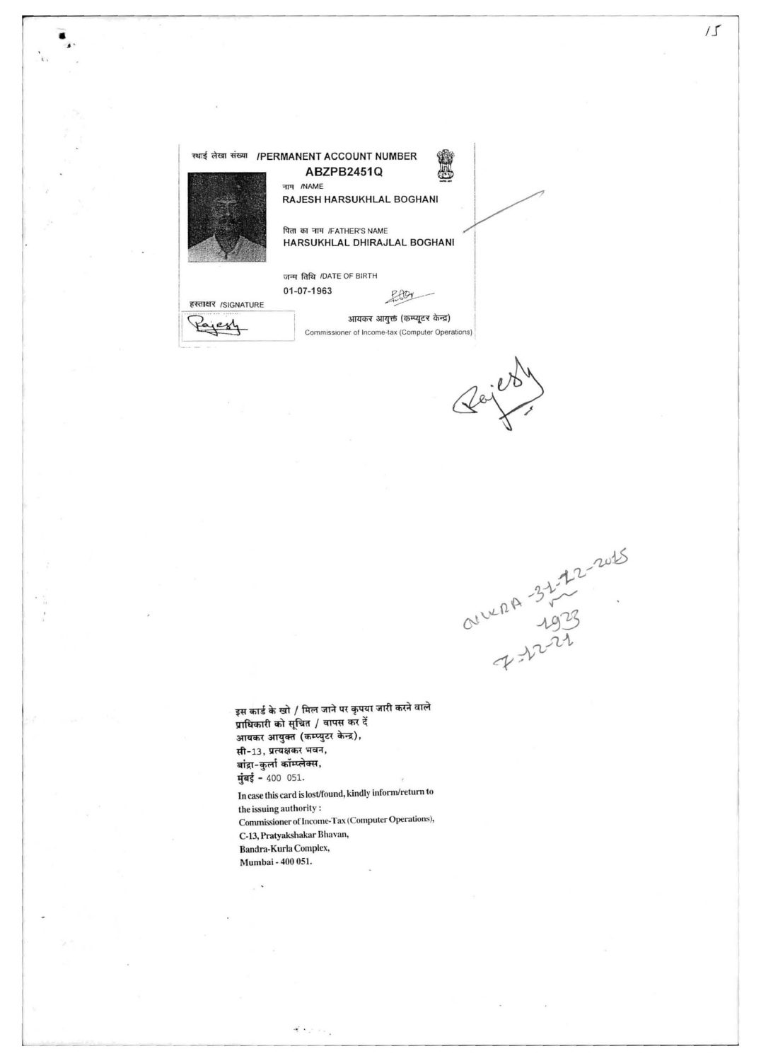स्थाई लेखा संख्या /PERMANENT ACCOUNT NUMBER

**ABZPB2451Q**

नाम /NAME

RAJESH HARSUKHLAL BOGHANI

पिता का नाम /FATHER'S NAME

HARSUKHLAL DHIRAJLAL BOGHANI

जन्म तिथि /DATE OF BIRTH

01-07-1963

हस्ताक्षर /SIGNATURE

आयकर आयुक्त (कम्प्यूटर केन्द्र)

Commissioner of Income-tax (Computer Operations)

Rajesh

ANKRA -31-12-2015

1933

7-12-21

**इस कार्ड के खो / मिल जाने पर कृपया जारी करने वाले प्राधिकारी को सूचित / वापस कर दें**

**आयकर आयुक्त (कम्प्युटर केन्द्र),**

**सी-13, प्रत्यक्षकर भवन,**

**बांद्रा-कुर्ला कॉम्प्लेक्स,**

**मुंबई - 400 051.**

**In case this card is lost/found, kindly inform/return to the issuing authority :**

**Commissioner of Income-Tax (Computer Operations),**

**C-13, Pratyakshakar Bhavan,**

**Bandra-Kurla Complex,**

**Mumbai - 400 051.**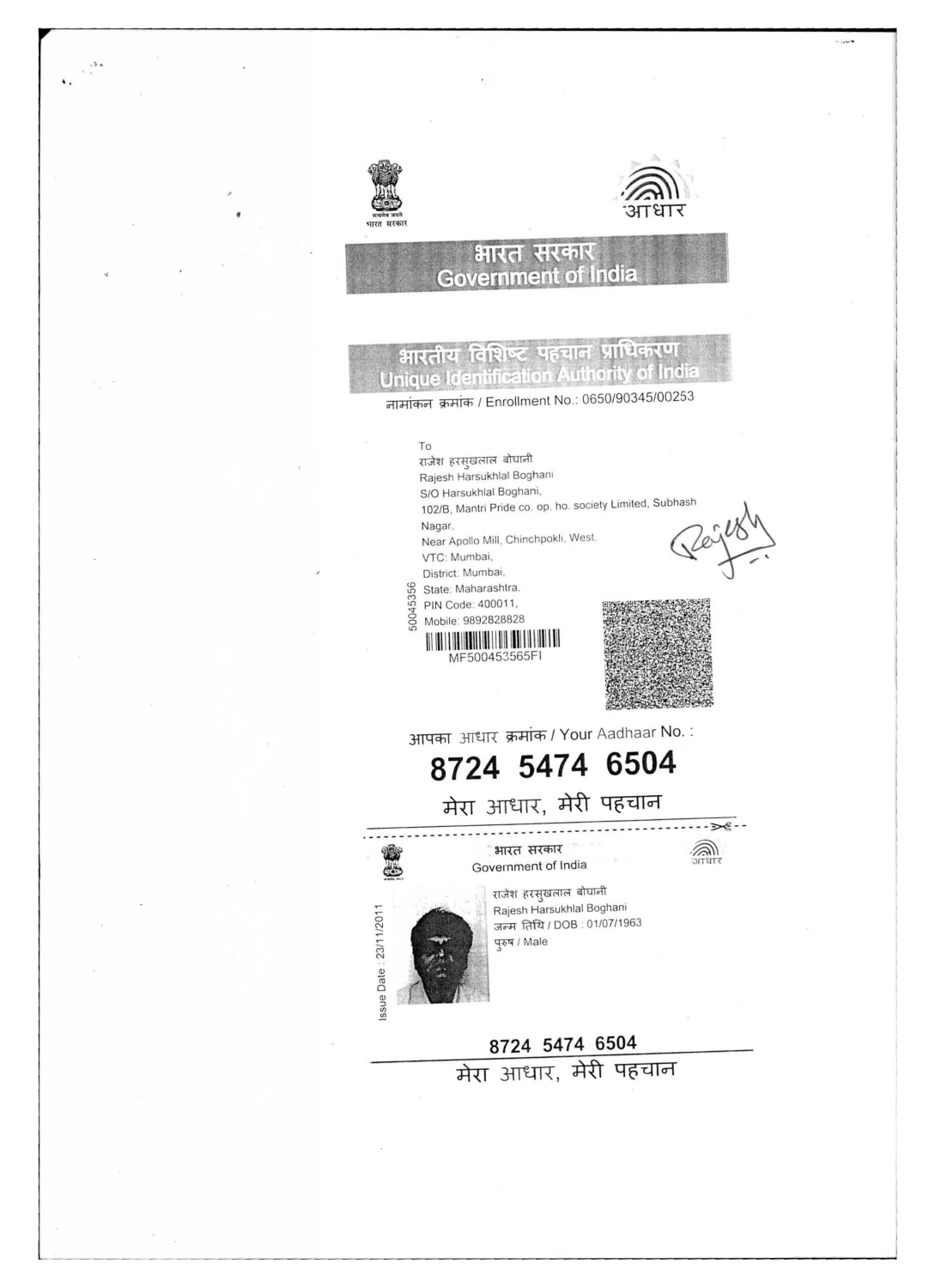भारत सरकार

आधार

# भारत सरकार
# Government of India

## भारतीय विशिष्ट पहचान प्राधिकरण
## Unique Identification Authority of India

नामांकन क्रमांक / Enrollment No.: 0650/90345/00253

To
राजेश हरसुखलाल बोघानी
Rajesh Harsukhlal Boghani
S/O Harsukhlal Boghani,
102/B, Mantri Pride co. op. ho. society Limited, Subhash Nagar,
Near Apollo Mill, Chinchpokli, West,
VTC: Mumbai,
District: Mumbai,
State: Maharashtra,
PIN Code: 400011,
Mobile: 9892828828

50045356

MF500453565FI

Rajesh

आपका आधार क्रमांक / Your Aadhaar No. :

**8724 5474 6504**

मेरा आधार, मेरी पहचान

---

भारत सरकार
Government of India

आधार

राजेश हरसुखलाल बोघानी
Rajesh Harsukhlal Boghani
जन्म तिथि / DOB : 01/07/1963
पुरुष / Male

Issue Date : 23/11/2011

**8724 5474 6504**

मेरा आधार, मेरी पहचान